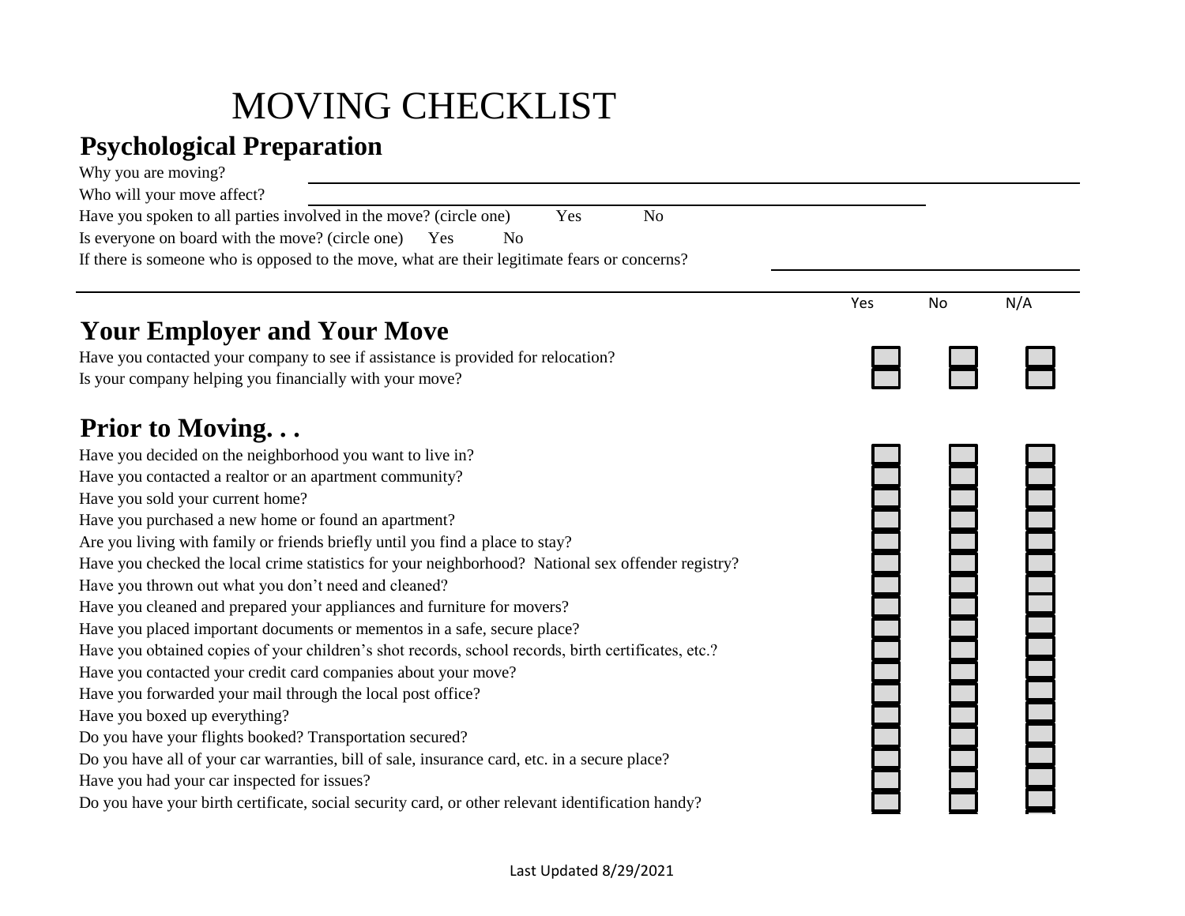# MOVING CHECKLIST

## Psychological Preparation

Why you are moving? \_\_\_\_\_\_\_\_\_\_\_\_\_\_\_\_\_\_\_\_\_\_\_\_\_\_\_\_\_\_\_\_\_\_\_\_\_\_\_\_

Who will your move affect? \_\_\_\_\_\_\_\_\_\_\_\_\_\_\_\_\_\_\_\_\_\_\_\_\_\_\_\_\_\_\_\_\_\_\_\_\_\_\_\_

Have you spoken to all parties involved in the move? (circle one) Yes No

Is everyone on board with the move? (circle one) Yes No

If there is someone who is opposed to the move, what are their legitimate fears or concerns? \_\_\_\_\_\_\_\_\_\_\_\_\_\_\_\_\_\_\_\_

\_\_\_\_\_\_\_\_\_\_\_\_\_\_\_\_\_\_\_\_\_\_\_\_\_\_\_\_\_\_\_\_\_\_\_\_\_\_\_\_\_\_\_\_\_\_\_\_\_\_\_\_\_\_\_\_\_\_\_\_\_\_\_\_\_\_\_\_\_\_\_\_\_\_\_\_

## Your Employer and Your Move

| | Yes | No | N/A |
|---|---|---|---|
| Have you contacted your company to see if assistance is provided for relocation? | ☐ | ☐ | ☐ |
| Is your company helping you financially with your move? | ☐ | ☐ | ☐ |

## Prior to Moving. . .

| | Yes | No | N/A |
|---|---|---|---|
| Have you decided on the neighborhood you want to live in? | ☐ | ☐ | ☐ |
| Have you contacted a realtor or an apartment community? | ☐ | ☐ | ☐ |
| Have you sold your current home? | ☐ | ☐ | ☐ |
| Have you purchased a new home or found an apartment? | ☐ | ☐ | ☐ |
| Are you living with family or friends briefly until you find a place to stay? | ☐ | ☐ | ☐ |
| Have you checked the local crime statistics for your neighborhood? National sex offender registry? | ☐ | ☐ | ☐ |
| Have you thrown out what you don't need and cleaned? | ☐ | ☐ | ☐ |
| Have you cleaned and prepared your appliances and furniture for movers? | ☐ | ☐ | ☐ |
| Have you placed important documents or mementos in a safe, secure place? | ☐ | ☐ | ☐ |
| Have you obtained copies of your children's shot records, school records, birth certificates, etc.? | ☐ | ☐ | ☐ |
| Have you contacted your credit card companies about your move? | ☐ | ☐ | ☐ |
| Have you forwarded your mail through the local post office? | ☐ | ☐ | ☐ |
| Have you boxed up everything? | ☐ | ☐ | ☐ |
| Do you have your flights booked? Transportation secured? | ☐ | ☐ | ☐ |
| Do you have all of your car warranties, bill of sale, insurance card, etc. in a secure place? | ☐ | ☐ | ☐ |
| Have you had your car inspected for issues? | ☐ | ☐ | ☐ |
| Do you have your birth certificate, social security card, or other relevant identification handy? | ☐ | ☐ | ☐ |

Last Updated 8/29/2021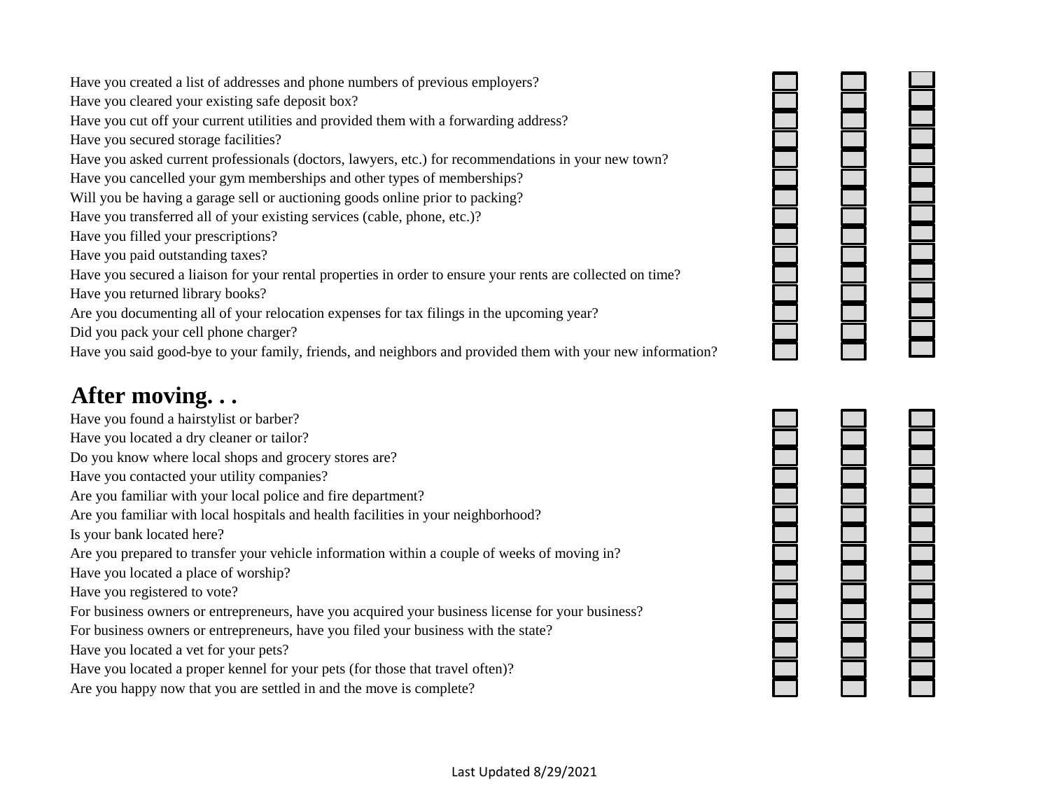Have you created a list of addresses and phone numbers of previous employers? ☐ ☐ ☐
Have you cleared your existing safe deposit box? ☐ ☐ ☐
Have you cut off your current utilities and provided them with a forwarding address? ☐ ☐ ☐
Have you secured storage facilities? ☐ ☐ ☐
Have you asked current professionals (doctors, lawyers, etc.) for recommendations in your new town? ☐ ☐ ☐
Have you cancelled your gym memberships and other types of memberships? ☐ ☐ ☐
Will you be having a garage sell or auctioning goods online prior to packing? ☐ ☐ ☐
Have you transferred all of your existing services (cable, phone, etc.)? ☐ ☐ ☐
Have you filled your prescriptions? ☐ ☐ ☐
Have you paid outstanding taxes? ☐ ☐ ☐
Have you secured a liaison for your rental properties in order to ensure your rents are collected on time? ☐ ☐ ☐
Have you returned library books? ☐ ☐ ☐
Are you documenting all of your relocation expenses for tax filings in the upcoming year? ☐ ☐ ☐
Did you pack your cell phone charger? ☐ ☐ ☐
Have you said good-bye to your family, friends, and neighbors and provided them with your new information? ☐ ☐ ☐

## After moving. . .

Have you found a hairstylist or barber? ☐ ☐ ☐
Have you located a dry cleaner or tailor? ☐ ☐ ☐
Do you know where local shops and grocery stores are? ☐ ☐ ☐
Have you contacted your utility companies? ☐ ☐ ☐
Are you familiar with your local police and fire department? ☐ ☐ ☐
Are you familiar with local hospitals and health facilities in your neighborhood? ☐ ☐ ☐
Is your bank located here? ☐ ☐ ☐
Are you prepared to transfer your vehicle information within a couple of weeks of moving in? ☐ ☐ ☐
Have you located a place of worship? ☐ ☐ ☐
Have you registered to vote? ☐ ☐ ☐
For business owners or entrepreneurs, have you acquired your business license for your business? ☐ ☐ ☐
For business owners or entrepreneurs, have you filed your business with the state? ☐ ☐ ☐
Have you located a vet for your pets? ☐ ☐ ☐
Have you located a proper kennel for your pets (for those that travel often)? ☐ ☐ ☐
Are you happy now that you are settled in and the move is complete? ☐ ☐ ☐

Last Updated 8/29/2021